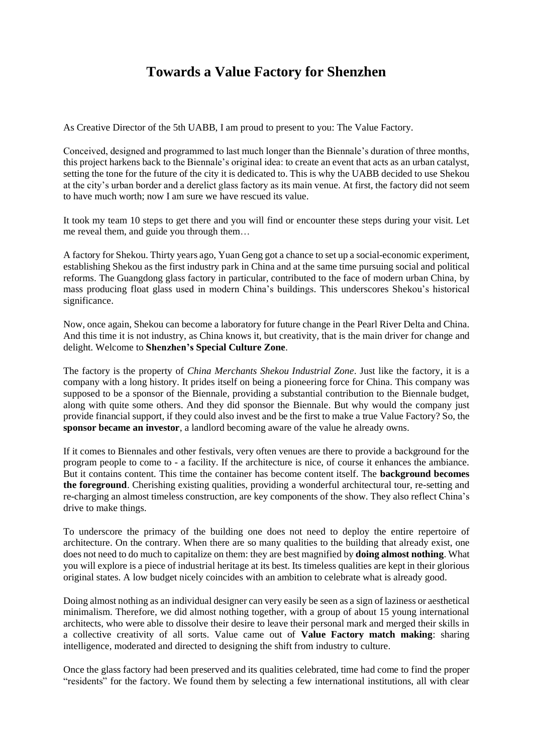# Towards a Value Factory for Shenzhen

As Creative Director of the 5th UABB, I am proud to present to you: The Value Factory.

Conceived, designed and programmed to last much longer than the Biennale's duration of three months, this project harkens back to the Biennale's original idea: to create an event that acts as an urban catalyst, setting the tone for the future of the city it is dedicated to. This is why the UABB decided to use Shekou at the city's urban border and a derelict glass factory as its main venue. At first, the factory did not seem to have much worth; now I am sure we have rescued its value.

It took my team 10 steps to get there and you will find or encounter these steps during your visit. Let me reveal them, and guide you through them…

A factory for Shekou. Thirty years ago, Yuan Geng got a chance to set up a social-economic experiment, establishing Shekou as the first industry park in China and at the same time pursuing social and political reforms. The Guangdong glass factory in particular, contributed to the face of modern urban China, by mass producing float glass used in modern China's buildings. This underscores Shekou's historical significance.

Now, once again, Shekou can become a laboratory for future change in the Pearl River Delta and China. And this time it is not industry, as China knows it, but creativity, that is the main driver for change and delight. Welcome to **Shenzhen's Special Culture Zone**.

The factory is the property of *China Merchants Shekou Industrial Zone*. Just like the factory, it is a company with a long history. It prides itself on being a pioneering force for China. This company was supposed to be a sponsor of the Biennale, providing a substantial contribution to the Biennale budget, along with quite some others. And they did sponsor the Biennale. But why would the company just provide financial support, if they could also invest and be the first to make a true Value Factory? So, the **sponsor became an investor**, a landlord becoming aware of the value he already owns.

If it comes to Biennales and other festivals, very often venues are there to provide a background for the program people to come to - a facility. If the architecture is nice, of course it enhances the ambiance. But it contains content. This time the container has become content itself. The **background becomes the foreground**. Cherishing existing qualities, providing a wonderful architectural tour, re-setting and re-charging an almost timeless construction, are key components of the show. They also reflect China's drive to make things.

To underscore the primacy of the building one does not need to deploy the entire repertoire of architecture. On the contrary. When there are so many qualities to the building that already exist, one does not need to do much to capitalize on them: they are best magnified by **doing almost nothing**. What you will explore is a piece of industrial heritage at its best. Its timeless qualities are kept in their glorious original states. A low budget nicely coincides with an ambition to celebrate what is already good.

Doing almost nothing as an individual designer can very easily be seen as a sign of laziness or aesthetical minimalism. Therefore, we did almost nothing together, with a group of about 15 young international architects, who were able to dissolve their desire to leave their personal mark and merged their skills in a collective creativity of all sorts. Value came out of **Value Factory match making**: sharing intelligence, moderated and directed to designing the shift from industry to culture.

Once the glass factory had been preserved and its qualities celebrated, time had come to find the proper "residents" for the factory. We found them by selecting a few international institutions, all with clear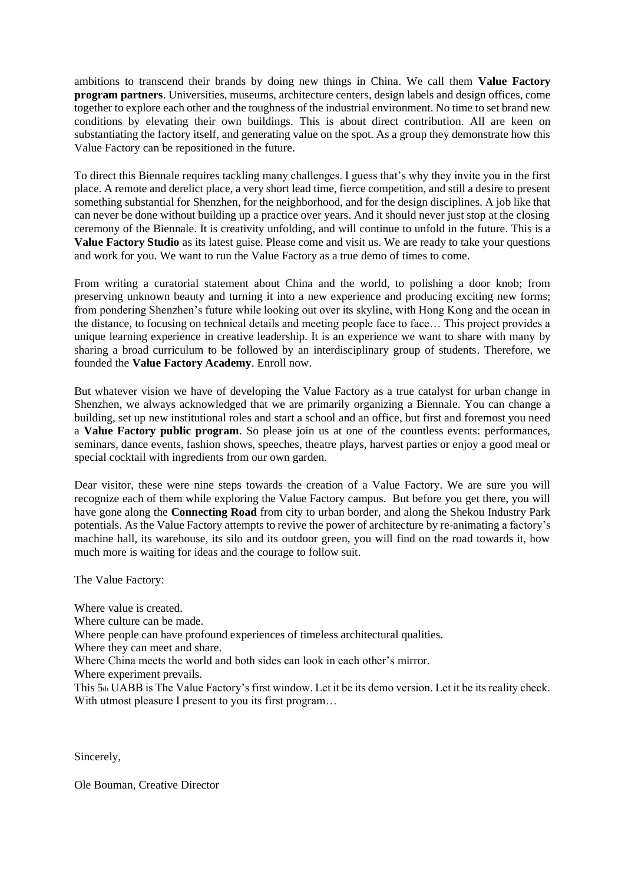ambitions to transcend their brands by doing new things in China. We call them **Value Factory program partners**. Universities, museums, architecture centers, design labels and design offices, come together to explore each other and the toughness of the industrial environment. No time to set brand new conditions by elevating their own buildings. This is about direct contribution. All are keen on substantiating the factory itself, and generating value on the spot. As a group they demonstrate how this Value Factory can be repositioned in the future.

To direct this Biennale requires tackling many challenges. I guess that's why they invite you in the first place. A remote and derelict place, a very short lead time, fierce competition, and still a desire to present something substantial for Shenzhen, for the neighborhood, and for the design disciplines. A job like that can never be done without building up a practice over years. And it should never just stop at the closing ceremony of the Biennale. It is creativity unfolding, and will continue to unfold in the future. This is a **Value Factory Studio** as its latest guise. Please come and visit us. We are ready to take your questions and work for you. We want to run the Value Factory as a true demo of times to come.

From writing a curatorial statement about China and the world, to polishing a door knob; from preserving unknown beauty and turning it into a new experience and producing exciting new forms; from pondering Shenzhen's future while looking out over its skyline, with Hong Kong and the ocean in the distance, to focusing on technical details and meeting people face to face… This project provides a unique learning experience in creative leadership. It is an experience we want to share with many by sharing a broad curriculum to be followed by an interdisciplinary group of students. Therefore, we founded the **Value Factory Academy**. Enroll now.

But whatever vision we have of developing the Value Factory as a true catalyst for urban change in Shenzhen, we always acknowledged that we are primarily organizing a Biennale. You can change a building, set up new institutional roles and start a school and an office, but first and foremost you need a **Value Factory public program**. So please join us at one of the countless events: performances, seminars, dance events, fashion shows, speeches, theatre plays, harvest parties or enjoy a good meal or special cocktail with ingredients from our own garden.

Dear visitor, these were nine steps towards the creation of a Value Factory. We are sure you will recognize each of them while exploring the Value Factory campus. But before you get there, you will have gone along the **Connecting Road** from city to urban border, and along the Shekou Industry Park potentials. As the Value Factory attempts to revive the power of architecture by re-animating a factory's machine hall, its warehouse, its silo and its outdoor green, you will find on the road towards it, how much more is waiting for ideas and the courage to follow suit.

The Value Factory:

Where value is created.
Where culture can be made.
Where people can have profound experiences of timeless architectural qualities.
Where they can meet and share.
Where China meets the world and both sides can look in each other's mirror.
Where experiment prevails.
This 5th UABB is The Value Factory's first window. Let it be its demo version. Let it be its reality check.
With utmost pleasure I present to you its first program…

Sincerely,

Ole Bouman, Creative Director